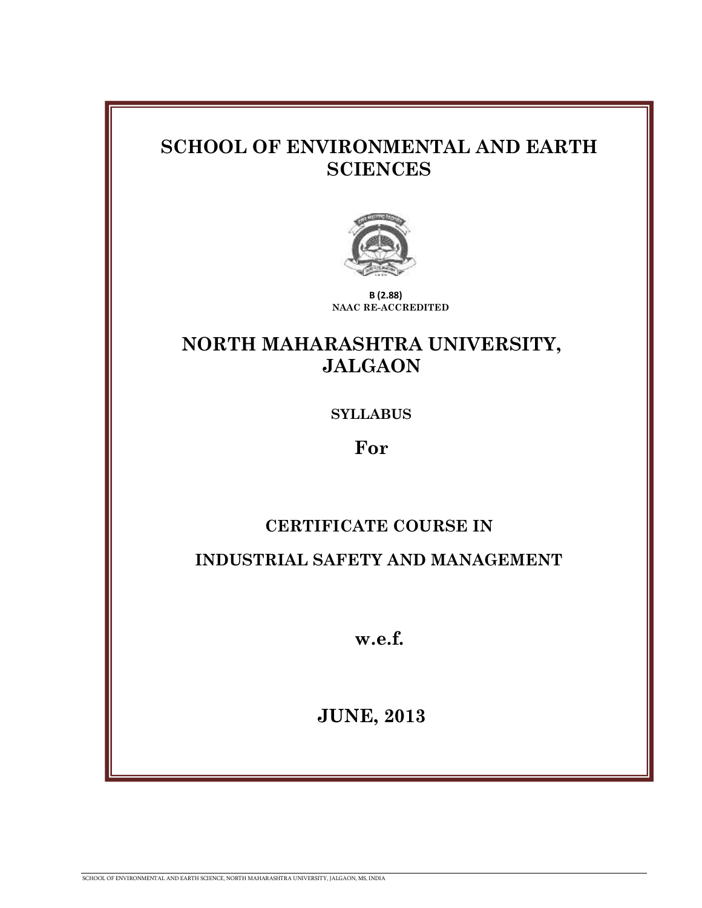# SCHOOL OF ENVIRONMENTAL AND EARTH SCIENCES

**B (2.88)**
**NAAC RE-ACCREDITED**

# NORTH MAHARASHTRA UNIVERSITY, JALGAON

**SYLLABUS**

## For

## CERTIFICATE COURSE IN

## INDUSTRIAL SAFETY AND MANAGEMENT

## w.e.f.

## JUNE, 2013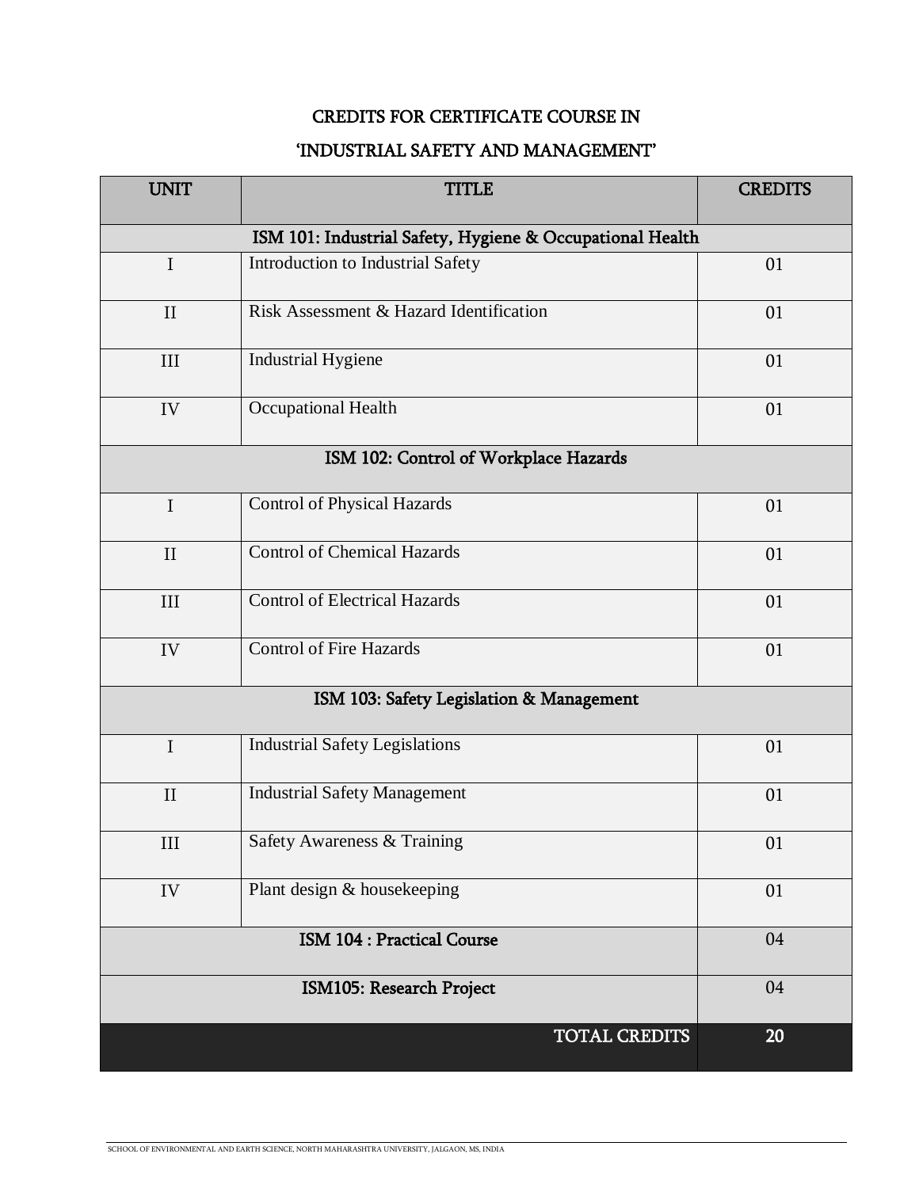# CREDITS FOR CERTIFICATE COURSE IN

# 'INDUSTRIAL SAFETY AND MANAGEMENT'

| UNIT | TITLE | CREDITS |
|---|---|---|
| **ISM 101: Industrial Safety, Hygiene & Occupational Health** | | |
| I | Introduction to Industrial Safety | 01 |
| II | Risk Assessment & Hazard Identification | 01 |
| III | Industrial Hygiene | 01 |
| IV | Occupational Health | 01 |
| **ISM 102: Control of Workplace Hazards** | | |
| I | Control of Physical Hazards | 01 |
| II | Control of Chemical Hazards | 01 |
| III | Control of Electrical Hazards | 01 |
| IV | Control of Fire Hazards | 01 |
| **ISM 103: Safety Legislation & Management** | | |
| I | Industrial Safety Legislations | 01 |
| II | Industrial Safety Management | 01 |
| III | Safety Awareness & Training | 01 |
| IV | Plant design & housekeeping | 01 |
| **ISM 104 : Practical Course** | | 04 |
| **ISM105: Research Project** | | 04 |
| | **TOTAL CREDITS** | **20** |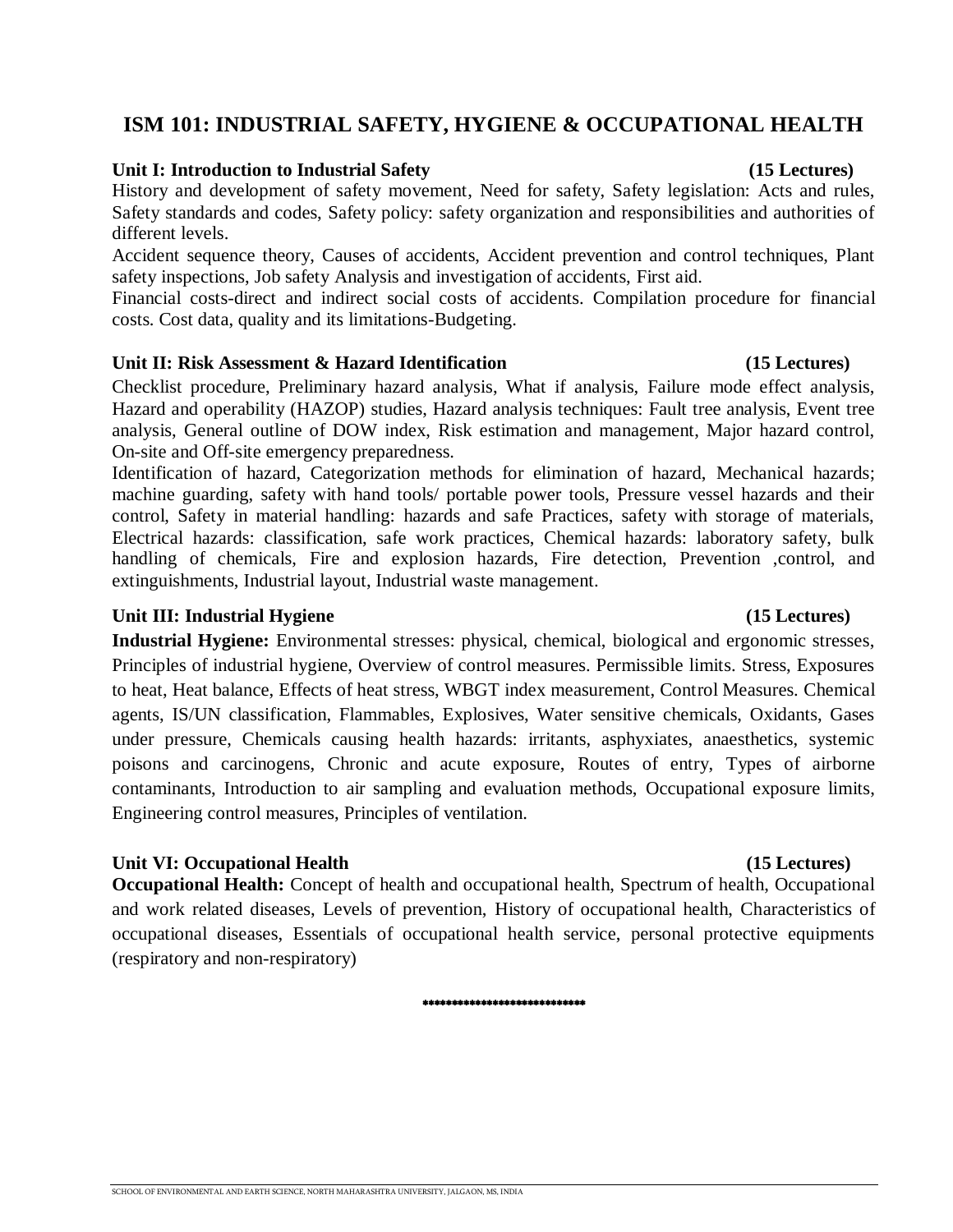# ISM 101: INDUSTRIAL SAFETY, HYGIENE & OCCUPATIONAL HEALTH

**Unit I: Introduction to Industrial Safety (15 Lectures)**

History and development of safety movement, Need for safety, Safety legislation: Acts and rules, Safety standards and codes, Safety policy: safety organization and responsibilities and authorities of different levels.

Accident sequence theory, Causes of accidents, Accident prevention and control techniques, Plant safety inspections, Job safety Analysis and investigation of accidents, First aid.

Financial costs-direct and indirect social costs of accidents. Compilation procedure for financial costs. Cost data, quality and its limitations-Budgeting.

**Unit II: Risk Assessment & Hazard Identification (15 Lectures)**

Checklist procedure, Preliminary hazard analysis, What if analysis, Failure mode effect analysis, Hazard and operability (HAZOP) studies, Hazard analysis techniques: Fault tree analysis, Event tree analysis, General outline of DOW index, Risk estimation and management, Major hazard control, On-site and Off-site emergency preparedness.

Identification of hazard, Categorization methods for elimination of hazard, Mechanical hazards; machine guarding, safety with hand tools/ portable power tools, Pressure vessel hazards and their control, Safety in material handling: hazards and safe Practices, safety with storage of materials, Electrical hazards: classification, safe work practices, Chemical hazards: laboratory safety, bulk handling of chemicals, Fire and explosion hazards, Fire detection, Prevention ,control, and extinguishments, Industrial layout, Industrial waste management.

**Unit III: Industrial Hygiene (15 Lectures)**

**Industrial Hygiene:** Environmental stresses: physical, chemical, biological and ergonomic stresses, Principles of industrial hygiene, Overview of control measures. Permissible limits. Stress, Exposures to heat, Heat balance, Effects of heat stress, WBGT index measurement, Control Measures. Chemical agents, IS/UN classification, Flammables, Explosives, Water sensitive chemicals, Oxidants, Gases under pressure, Chemicals causing health hazards: irritants, asphyxiates, anaesthetics, systemic poisons and carcinogens, Chronic and acute exposure, Routes of entry, Types of airborne contaminants, Introduction to air sampling and evaluation methods, Occupational exposure limits, Engineering control measures, Principles of ventilation.

**Unit VI: Occupational Health (15 Lectures)**

**Occupational Health:** Concept of health and occupational health, Spectrum of health, Occupational and work related diseases, Levels of prevention, History of occupational health, Characteristics of occupational diseases, Essentials of occupational health service, personal protective equipments (respiratory and non-respiratory)

***************************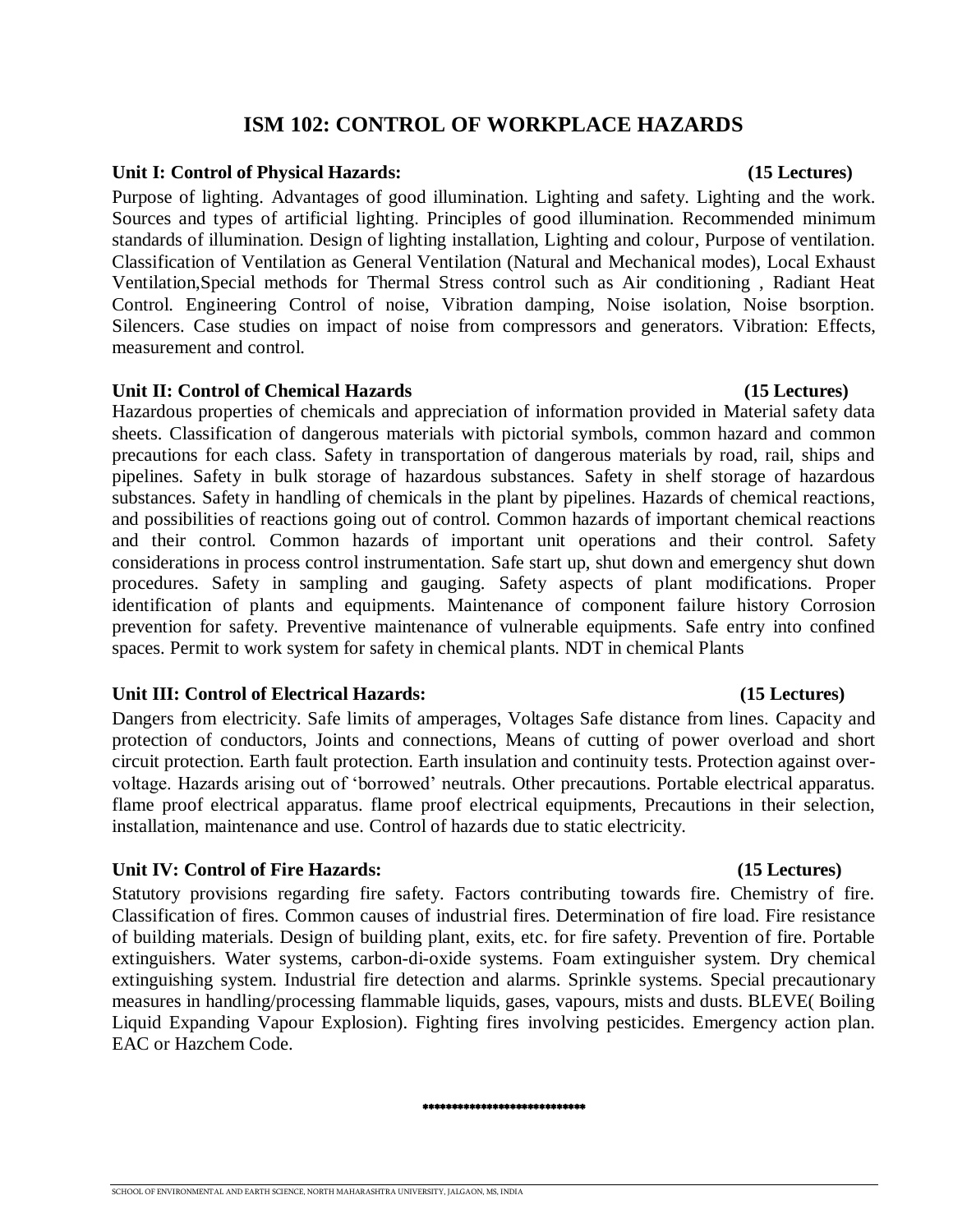# ISM 102: CONTROL OF WORKPLACE HAZARDS

**Unit I: Control of Physical Hazards: (15 Lectures)**

Purpose of lighting. Advantages of good illumination. Lighting and safety. Lighting and the work. Sources and types of artificial lighting. Principles of good illumination. Recommended minimum standards of illumination. Design of lighting installation, Lighting and colour, Purpose of ventilation. Classification of Ventilation as General Ventilation (Natural and Mechanical modes), Local Exhaust Ventilation,Special methods for Thermal Stress control such as Air conditioning , Radiant Heat Control. Engineering Control of noise, Vibration damping, Noise isolation, Noise bsorption. Silencers. Case studies on impact of noise from compressors and generators. Vibration: Effects, measurement and control.

**Unit II: Control of Chemical Hazards (15 Lectures)**

Hazardous properties of chemicals and appreciation of information provided in Material safety data sheets. Classification of dangerous materials with pictorial symbols, common hazard and common precautions for each class. Safety in transportation of dangerous materials by road, rail, ships and pipelines. Safety in bulk storage of hazardous substances. Safety in shelf storage of hazardous substances. Safety in handling of chemicals in the plant by pipelines. Hazards of chemical reactions, and possibilities of reactions going out of control. Common hazards of important chemical reactions and their control. Common hazards of important unit operations and their control. Safety considerations in process control instrumentation. Safe start up, shut down and emergency shut down procedures. Safety in sampling and gauging. Safety aspects of plant modifications. Proper identification of plants and equipments. Maintenance of component failure history Corrosion prevention for safety. Preventive maintenance of vulnerable equipments. Safe entry into confined spaces. Permit to work system for safety in chemical plants. NDT in chemical Plants

**Unit III: Control of Electrical Hazards: (15 Lectures)**

Dangers from electricity. Safe limits of amperages, Voltages Safe distance from lines. Capacity and protection of conductors, Joints and connections, Means of cutting of power overload and short circuit protection. Earth fault protection. Earth insulation and continuity tests. Protection against over-voltage. Hazards arising out of 'borrowed' neutrals. Other precautions. Portable electrical apparatus. flame proof electrical apparatus. flame proof electrical equipments, Precautions in their selection, installation, maintenance and use. Control of hazards due to static electricity.

**Unit IV: Control of Fire Hazards: (15 Lectures)**

Statutory provisions regarding fire safety. Factors contributing towards fire. Chemistry of fire. Classification of fires. Common causes of industrial fires. Determination of fire load. Fire resistance of building materials. Design of building plant, exits, etc. for fire safety. Prevention of fire. Portable extinguishers. Water systems, carbon-di-oxide systems. Foam extinguisher system. Dry chemical extinguishing system. Industrial fire detection and alarms. Sprinkle systems. Special precautionary measures in handling/processing flammable liquids, gases, vapours, mists and dusts. BLEVE( Boiling Liquid Expanding Vapour Explosion). Fighting fires involving pesticides. Emergency action plan. EAC or Hazchem Code.

\*\*\*\*\*\*\*\*\*\*\*\*\*\*\*\*\*\*\*\*\*\*\*\*\*\*\*\*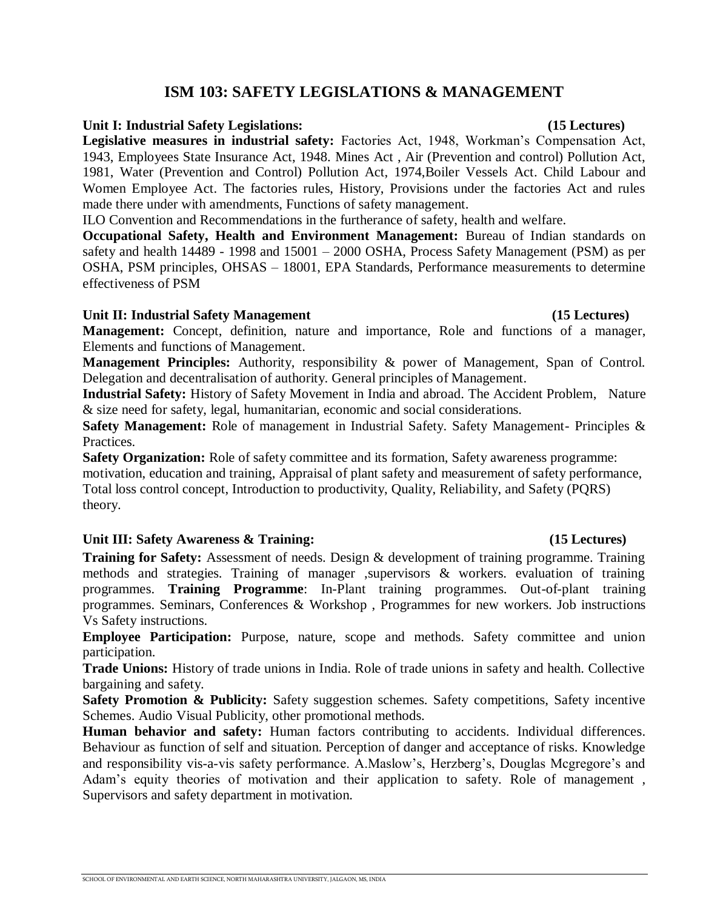# ISM 103: SAFETY LEGISLATIONS & MANAGEMENT

## Unit I: Industrial Safety Legislations: (15 Lectures)

**Legislative measures in industrial safety:** Factories Act, 1948, Workman's Compensation Act, 1943, Employees State Insurance Act, 1948. Mines Act , Air (Prevention and control) Pollution Act, 1981, Water (Prevention and Control) Pollution Act, 1974,Boiler Vessels Act. Child Labour and Women Employee Act. The factories rules, History, Provisions under the factories Act and rules made there under with amendments, Functions of safety management.

ILO Convention and Recommendations in the furtherance of safety, health and welfare.

**Occupational Safety, Health and Environment Management:** Bureau of Indian standards on safety and health 14489 - 1998 and 15001 – 2000 OSHA, Process Safety Management (PSM) as per OSHA, PSM principles, OHSAS – 18001, EPA Standards, Performance measurements to determine effectiveness of PSM

## Unit II: Industrial Safety Management (15 Lectures)

**Management:** Concept, definition, nature and importance, Role and functions of a manager, Elements and functions of Management.

**Management Principles:** Authority, responsibility & power of Management, Span of Control. Delegation and decentralisation of authority. General principles of Management.

**Industrial Safety:** History of Safety Movement in India and abroad. The Accident Problem, Nature & size need for safety, legal, humanitarian, economic and social considerations.

**Safety Management:** Role of management in Industrial Safety. Safety Management- Principles & Practices.

**Safety Organization:** Role of safety committee and its formation, Safety awareness programme: motivation, education and training, Appraisal of plant safety and measurement of safety performance, Total loss control concept, Introduction to productivity, Quality, Reliability, and Safety (PQRS) theory.

## Unit III: Safety Awareness & Training: (15 Lectures)

**Training for Safety:** Assessment of needs. Design & development of training programme. Training methods and strategies. Training of manager ,supervisors & workers. evaluation of training programmes. **Training Programme**: In-Plant training programmes. Out-of-plant training programmes. Seminars, Conferences & Workshop , Programmes for new workers. Job instructions Vs Safety instructions.

**Employee Participation:** Purpose, nature, scope and methods. Safety committee and union participation.

**Trade Unions:** History of trade unions in India. Role of trade unions in safety and health. Collective bargaining and safety.

**Safety Promotion & Publicity:** Safety suggestion schemes. Safety competitions, Safety incentive Schemes. Audio Visual Publicity, other promotional methods.

**Human behavior and safety:** Human factors contributing to accidents. Individual differences. Behaviour as function of self and situation. Perception of danger and acceptance of risks. Knowledge and responsibility vis-a-vis safety performance. A.Maslow's, Herzberg's, Douglas Mcgregore's and Adam's equity theories of motivation and their application to safety. Role of management , Supervisors and safety department in motivation.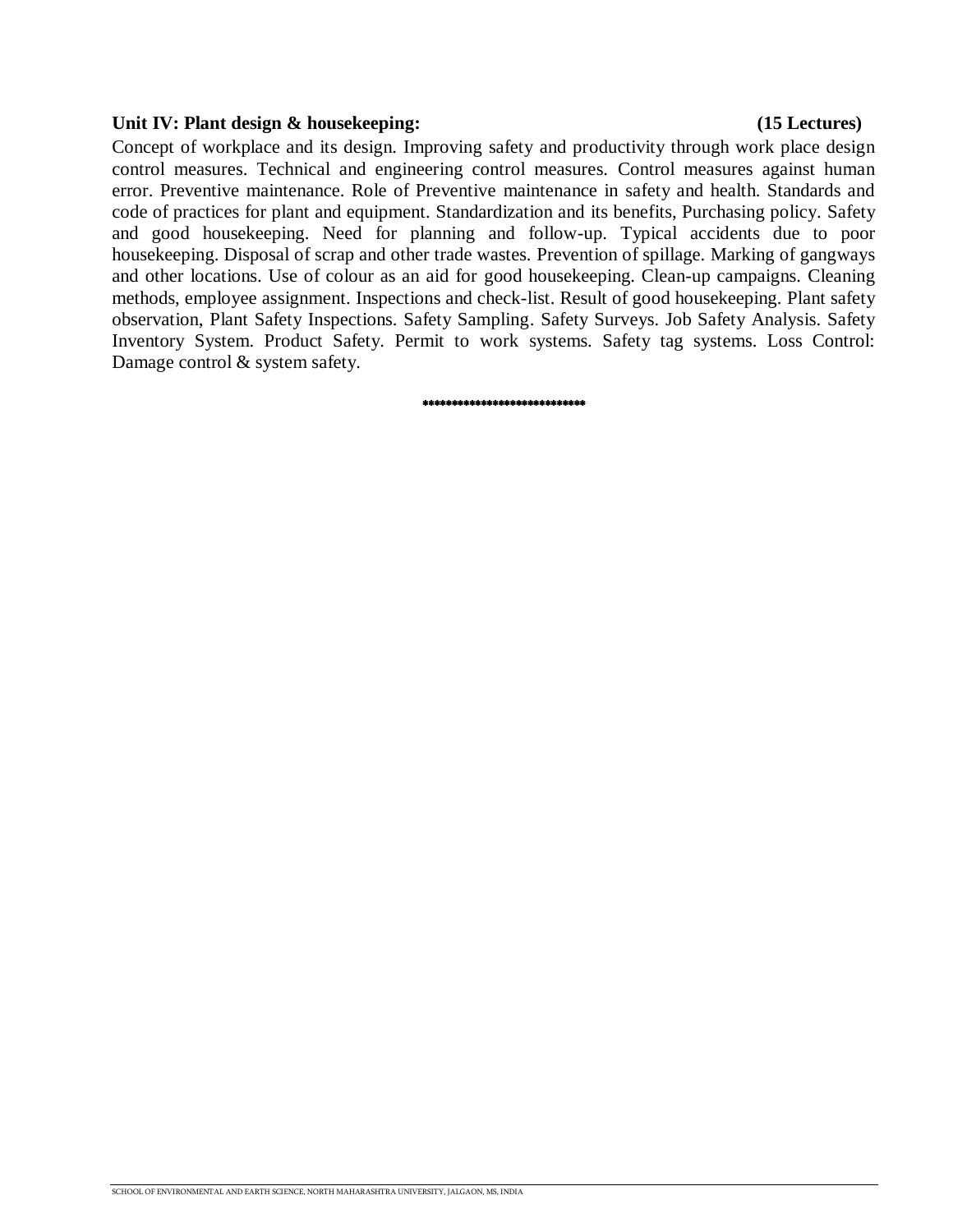**Unit IV: Plant design & housekeeping: (15 Lectures)**

Concept of workplace and its design. Improving safety and productivity through work place design control measures. Technical and engineering control measures. Control measures against human error. Preventive maintenance. Role of Preventive maintenance in safety and health. Standards and code of practices for plant and equipment. Standardization and its benefits, Purchasing policy. Safety and good housekeeping. Need for planning and follow-up. Typical accidents due to poor housekeeping. Disposal of scrap and other trade wastes. Prevention of spillage. Marking of gangways and other locations. Use of colour as an aid for good housekeeping. Clean-up campaigns. Cleaning methods, employee assignment. Inspections and check-list. Result of good housekeeping. Plant safety observation, Plant Safety Inspections. Safety Sampling. Safety Surveys. Job Safety Analysis. Safety Inventory System. Product Safety. Permit to work systems. Safety tag systems. Loss Control: Damage control & system safety.

****************************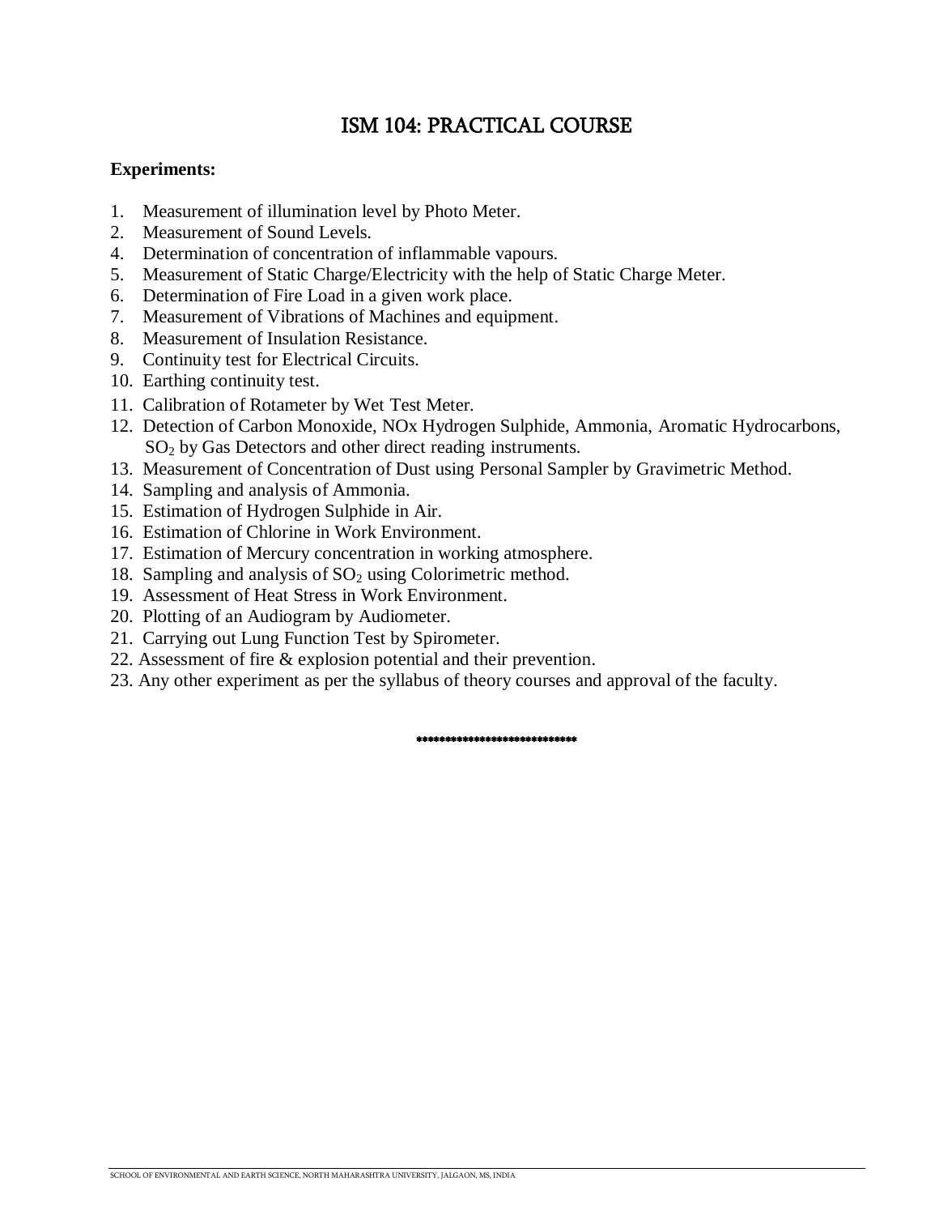# ISM 104: PRACTICAL COURSE

**Experiments:**

1. Measurement of illumination level by Photo Meter.
2. Measurement of Sound Levels.
4. Determination of concentration of inflammable vapours.
5. Measurement of Static Charge/Electricity with the help of Static Charge Meter.
6. Determination of Fire Load in a given work place.
7. Measurement of Vibrations of Machines and equipment.
8. Measurement of Insulation Resistance.
9. Continuity test for Electrical Circuits.
10. Earthing continuity test.
11. Calibration of Rotameter by Wet Test Meter.
12. Detection of Carbon Monoxide, NOx Hydrogen Sulphide, Ammonia, Aromatic Hydrocarbons, $SO_2$ by Gas Detectors and other direct reading instruments.
13. Measurement of Concentration of Dust using Personal Sampler by Gravimetric Method.
14. Sampling and analysis of Ammonia.
15. Estimation of Hydrogen Sulphide in Air.
16. Estimation of Chlorine in Work Environment.
17. Estimation of Mercury concentration in working atmosphere.
18. Sampling and analysis of $SO_2$ using Colorimetric method.
19. Assessment of Heat Stress in Work Environment.
20. Plotting of an Audiogram by Audiometer.
21. Carrying out Lung Function Test by Spirometer.
22. Assessment of fire & explosion potential and their prevention.
23. Any other experiment as per the syllabus of theory courses and approval of the faculty.

\*\*\*\*\*\*\*\*\*\*\*\*\*\*\*\*\*\*\*\*\*\*\*\*\*\*\*\*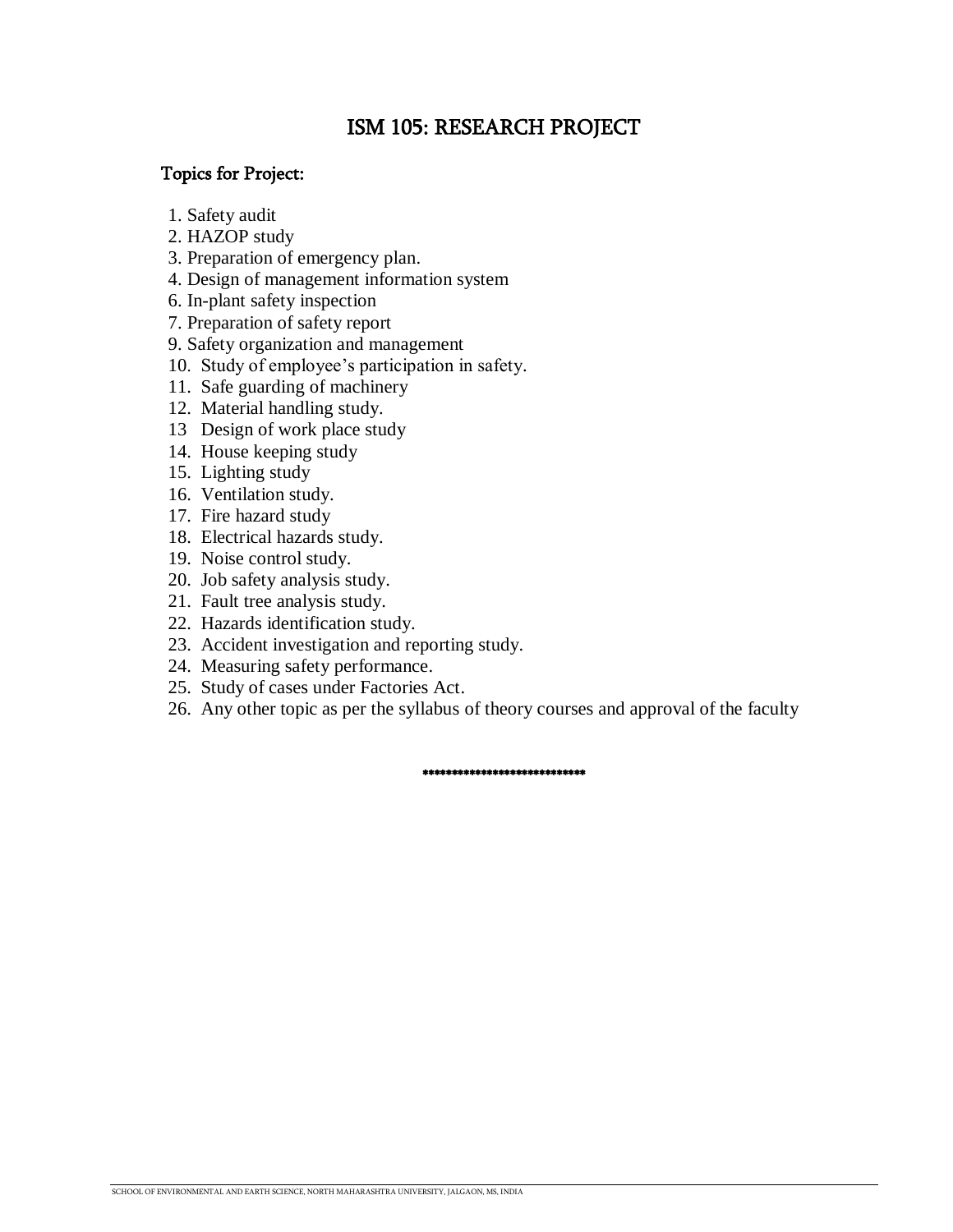# ISM 105: RESEARCH PROJECT

## Topics for Project:

1. Safety audit
2. HAZOP study
3. Preparation of emergency plan.
4. Design of management information system
6. In-plant safety inspection
7. Preparation of safety report
9. Safety organization and management
10. Study of employee's participation in safety.
11. Safe guarding of machinery
12. Material handling study.
13 Design of work place study
14. House keeping study
15. Lighting study
16. Ventilation study.
17. Fire hazard study
18. Electrical hazards study.
19. Noise control study.
20. Job safety analysis study.
21. Fault tree analysis study.
22. Hazards identification study.
23. Accident investigation and reporting study.
24. Measuring safety performance.
25. Study of cases under Factories Act.
26. Any other topic as per the syllabus of theory courses and approval of the faculty

****************************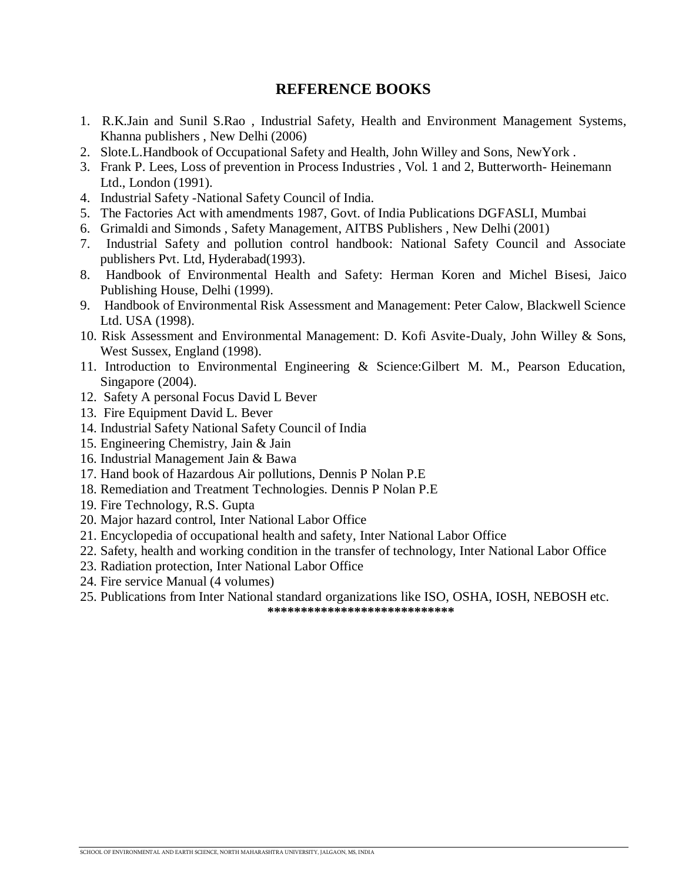## REFERENCE BOOKS

1. R.K.Jain and Sunil S.Rao , Industrial Safety, Health and Environment Management Systems, Khanna publishers , New Delhi (2006)
2. Slote.L.Handbook of Occupational Safety and Health, John Willey and Sons, NewYork .
3. Frank P. Lees, Loss of prevention in Process Industries , Vol. 1 and 2, Butterworth- Heinemann Ltd., London (1991).
4. Industrial Safety -National Safety Council of India.
5. The Factories Act with amendments 1987, Govt. of India Publications DGFASLI, Mumbai
6. Grimaldi and Simonds , Safety Management, AITBS Publishers , New Delhi (2001)
7. Industrial Safety and pollution control handbook: National Safety Council and Associate publishers Pvt. Ltd, Hyderabad(1993).
8. Handbook of Environmental Health and Safety: Herman Koren and Michel Bisesi, Jaico Publishing House, Delhi (1999).
9. Handbook of Environmental Risk Assessment and Management: Peter Calow, Blackwell Science Ltd. USA (1998).
10. Risk Assessment and Environmental Management: D. Kofi Asvite-Dualy, John Willey & Sons, West Sussex, England (1998).
11. Introduction to Environmental Engineering & Science:Gilbert M. M., Pearson Education, Singapore (2004).
12. Safety A personal Focus David L Bever
13. Fire Equipment David L. Bever
14. Industrial Safety National Safety Council of India
15. Engineering Chemistry, Jain & Jain
16. Industrial Management Jain & Bawa
17. Hand book of Hazardous Air pollutions, Dennis P Nolan P.E
18. Remediation and Treatment Technologies. Dennis P Nolan P.E
19. Fire Technology, R.S. Gupta
20. Major hazard control, Inter National Labor Office
21. Encyclopedia of occupational health and safety, Inter National Labor Office
22. Safety, health and working condition in the transfer of technology, Inter National Labor Office
23. Radiation protection, Inter National Labor Office
24. Fire service Manual (4 volumes)
25. Publications from Inter National standard organizations like ISO, OSHA, IOSH, NEBOSH etc.

****************************